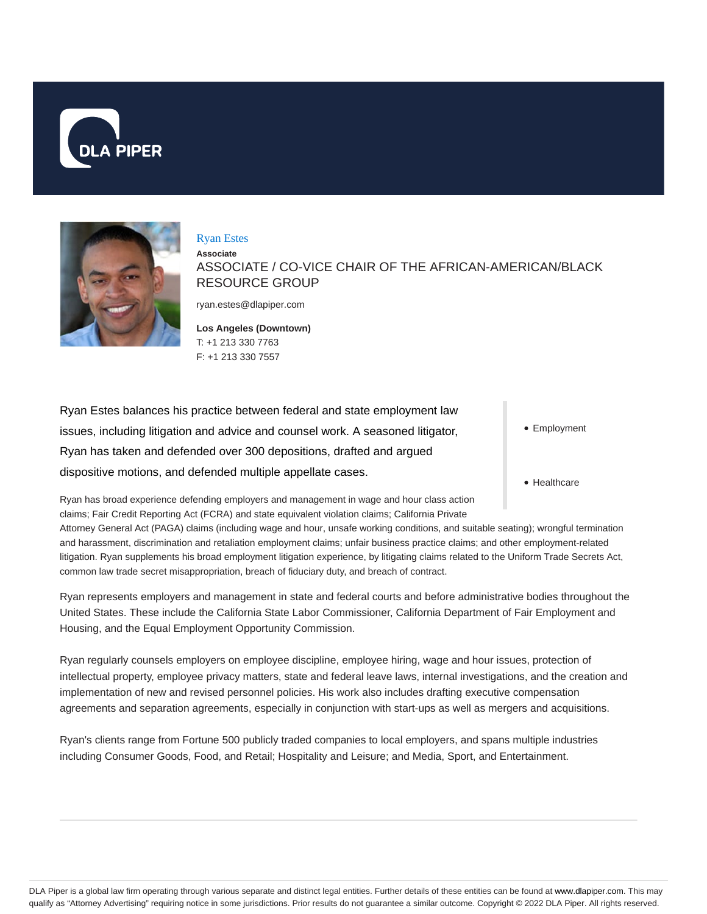DLA PIPER

# Ryan Estes

**Associate**

ASSOCIATE / CO-VICE CHAIR OF THE AFRICAN-AMERICAN/BLACK RESOURCE GROUP

ryan.estes@dlapiper.com

**Los Angeles (Downtown)**
T: +1 213 330 7763
F: +1 213 330 7557

- Employment
- Healthcare

Ryan Estes balances his practice between federal and state employment law issues, including litigation and advice and counsel work. A seasoned litigator, Ryan has taken and defended over 300 depositions, drafted and argued dispositive motions, and defended multiple appellate cases.

Ryan has broad experience defending employers and management in wage and hour class action claims; Fair Credit Reporting Act (FCRA) and state equivalent violation claims; California Private Attorney General Act (PAGA) claims (including wage and hour, unsafe working conditions, and suitable seating); wrongful termination and harassment, discrimination and retaliation employment claims; unfair business practice claims; and other employment-related litigation. Ryan supplements his broad employment litigation experience, by litigating claims related to the Uniform Trade Secrets Act, common law trade secret misappropriation, breach of fiduciary duty, and breach of contract.

Ryan represents employers and management in state and federal courts and before administrative bodies throughout the United States. These include the California State Labor Commissioner, California Department of Fair Employment and Housing, and the Equal Employment Opportunity Commission.

Ryan regularly counsels employers on employee discipline, employee hiring, wage and hour issues, protection of intellectual property, employee privacy matters, state and federal leave laws, internal investigations, and the creation and implementation of new and revised personnel policies. His work also includes drafting executive compensation agreements and separation agreements, especially in conjunction with start-ups as well as mergers and acquisitions.

Ryan's clients range from Fortune 500 publicly traded companies to local employers, and spans multiple industries including Consumer Goods, Food, and Retail; Hospitality and Leisure; and Media, Sport, and Entertainment.

DLA Piper is a global law firm operating through various separate and distinct legal entities. Further details of these entities can be found at www.dlapiper.com. This may qualify as "Attorney Advertising" requiring notice in some jurisdictions. Prior results do not guarantee a similar outcome. Copyright © 2022 DLA Piper. All rights reserved.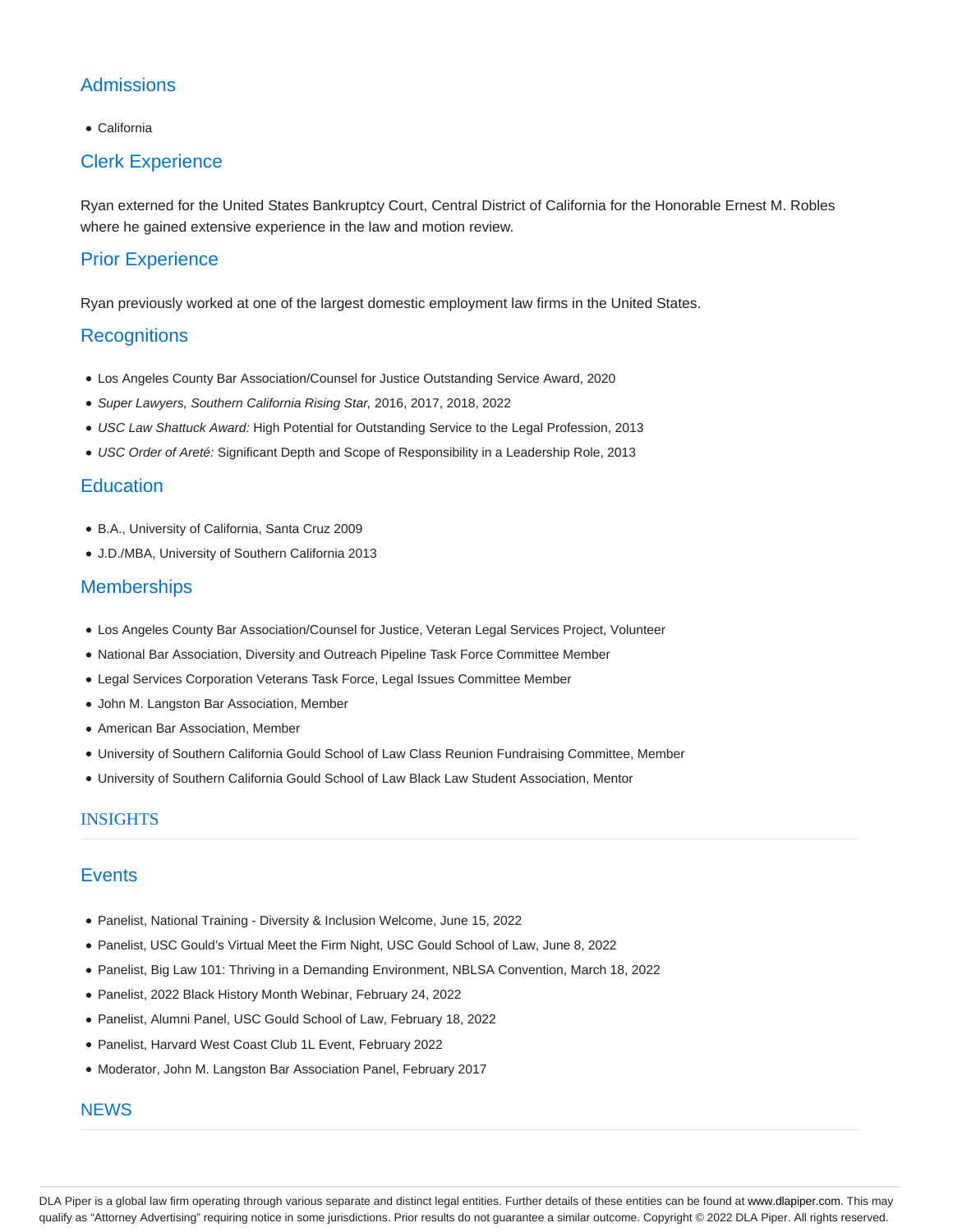## Admissions

- California

## Clerk Experience

Ryan externed for the United States Bankruptcy Court, Central District of California for the Honorable Ernest M. Robles where he gained extensive experience in the law and motion review.

## Prior Experience

Ryan previously worked at one of the largest domestic employment law firms in the United States.

## Recognitions

- Los Angeles County Bar Association/Counsel for Justice Outstanding Service Award, 2020
- *Super Lawyers, Southern California Rising Star,* 2016, 2017, 2018, 2022
- *USC Law Shattuck Award:* High Potential for Outstanding Service to the Legal Profession, 2013
- *USC Order of Areté:* Significant Depth and Scope of Responsibility in a Leadership Role, 2013

## Education

- B.A., University of California, Santa Cruz 2009
- J.D./MBA, University of Southern California 2013

## Memberships

- Los Angeles County Bar Association/Counsel for Justice, Veteran Legal Services Project, Volunteer
- National Bar Association, Diversity and Outreach Pipeline Task Force Committee Member
- Legal Services Corporation Veterans Task Force, Legal Issues Committee Member
- John M. Langston Bar Association, Member
- American Bar Association, Member
- University of Southern California Gould School of Law Class Reunion Fundraising Committee, Member
- University of Southern California Gould School of Law Black Law Student Association, Mentor

# INSIGHTS

## Events

- Panelist, National Training - Diversity & Inclusion Welcome, June 15, 2022
- Panelist, USC Gould's Virtual Meet the Firm Night, USC Gould School of Law, June 8, 2022
- Panelist, Big Law 101: Thriving in a Demanding Environment, NBLSA Convention, March 18, 2022
- Panelist, 2022 Black History Month Webinar, February 24, 2022
- Panelist, Alumni Panel, USC Gould School of Law, February 18, 2022
- Panelist, Harvard West Coast Club 1L Event, February 2022
- Moderator, John M. Langston Bar Association Panel, February 2017

# NEWS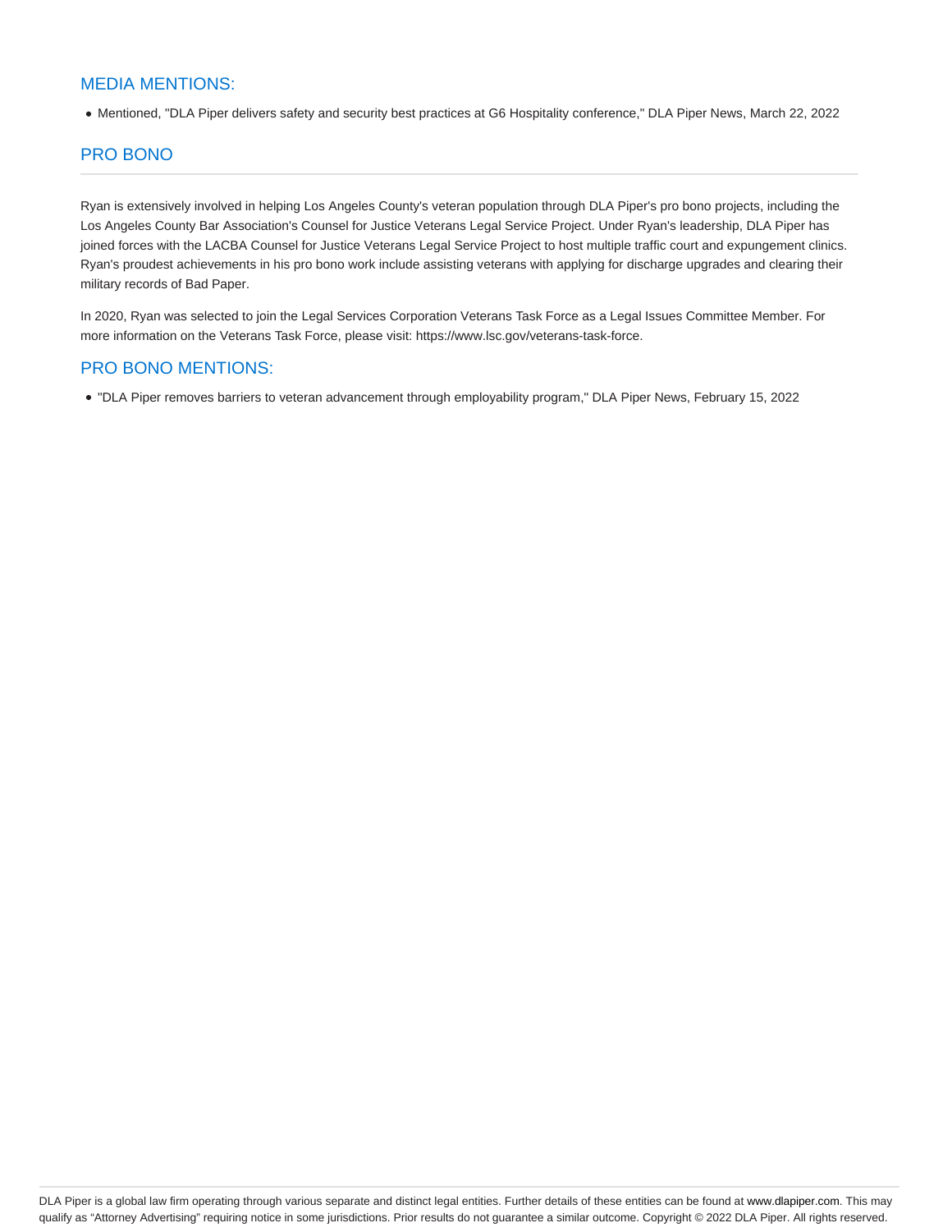## MEDIA MENTIONS:

- Mentioned, "DLA Piper delivers safety and security best practices at G6 Hospitality conference," DLA Piper News, March 22, 2022

## PRO BONO

Ryan is extensively involved in helping Los Angeles County's veteran population through DLA Piper's pro bono projects, including the Los Angeles County Bar Association's Counsel for Justice Veterans Legal Service Project. Under Ryan's leadership, DLA Piper has joined forces with the LACBA Counsel for Justice Veterans Legal Service Project to host multiple traffic court and expungement clinics. Ryan's proudest achievements in his pro bono work include assisting veterans with applying for discharge upgrades and clearing their military records of Bad Paper.

In 2020, Ryan was selected to join the Legal Services Corporation Veterans Task Force as a Legal Issues Committee Member. For more information on the Veterans Task Force, please visit: https://www.lsc.gov/veterans-task-force.

## PRO BONO MENTIONS:

- "DLA Piper removes barriers to veteran advancement through employability program," DLA Piper News, February 15, 2022

DLA Piper is a global law firm operating through various separate and distinct legal entities. Further details of these entities can be found at www.dlapiper.com. This may qualify as "Attorney Advertising" requiring notice in some jurisdictions. Prior results do not guarantee a similar outcome. Copyright © 2022 DLA Piper. All rights reserved.